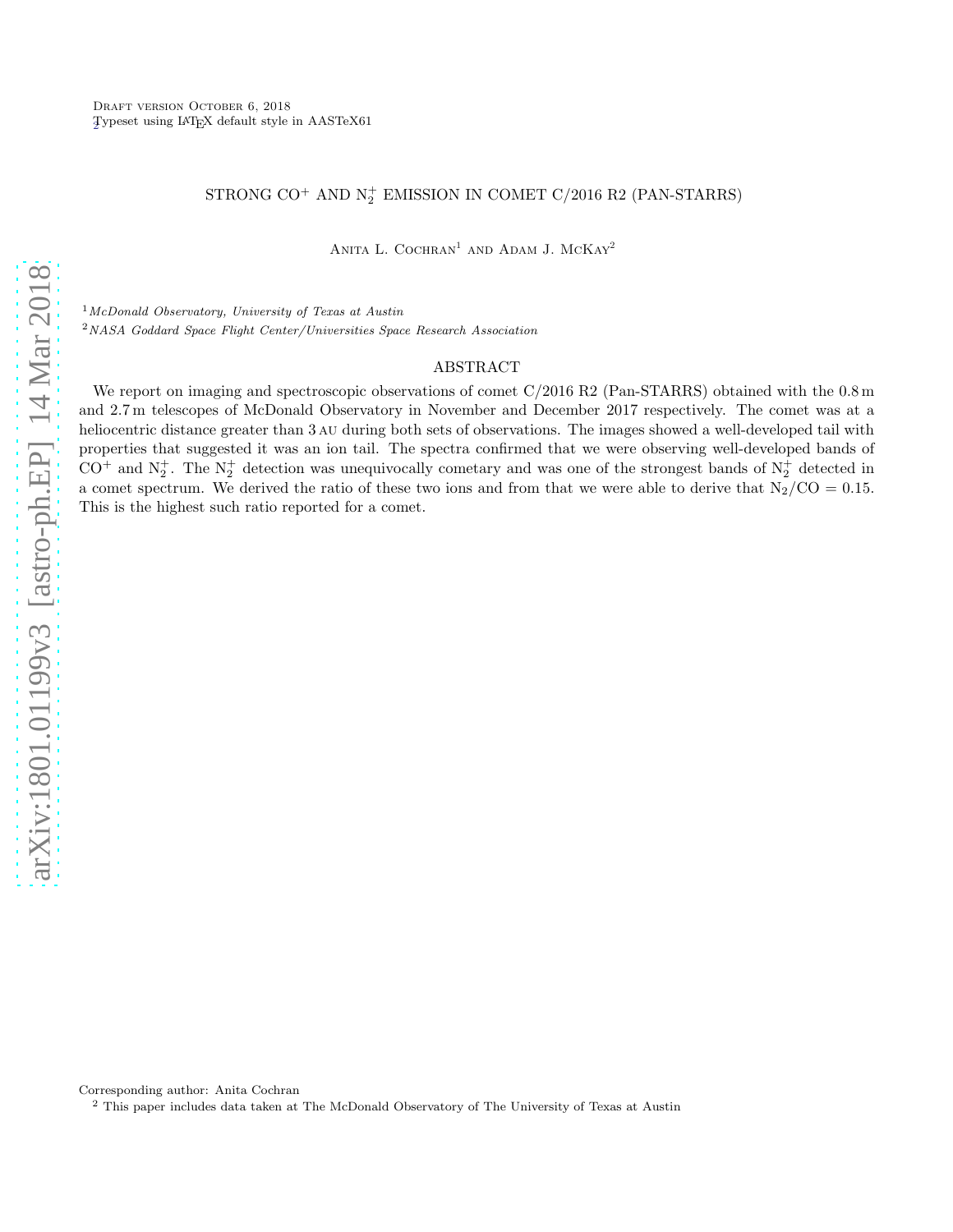# STRONG $CO^+$ AND $N_2^+$ EMISSION IN COMET C/2016 R2 (PAN-STARRS)

Anita L. Cochran[1] and Adam J. McKay[2]

[1] *McDonald Observatory, University of Texas at Austin*

[2] *NASA Goddard Space Flight Center/Universities Space Research Association*

## ABSTRACT

We report on imaging and spectroscopic observations of comet C/2016 R2 (Pan-STARRS) obtained with the 0.8 m and 2.7 m telescopes of McDonald Observatory in November and December 2017 respectively. The comet was at a heliocentric distance greater than 3 AU during both sets of observations. The images showed a well-developed tail with properties that suggested it was an ion tail. The spectra confirmed that we were observing well-developed bands of $CO^+$ and $N_2^+$. The $N_2^+$ detection was unequivocally cometary and was one of the strongest bands of $N_2^+$ detected in a comet spectrum. We derived the ratio of these two ions and from that we were able to derive that $N_2/CO = 0.15$. This is the highest such ratio reported for a comet.

Corresponding author: Anita Cochran

[2] This paper includes data taken at The McDonald Observatory of The University of Texas at Austin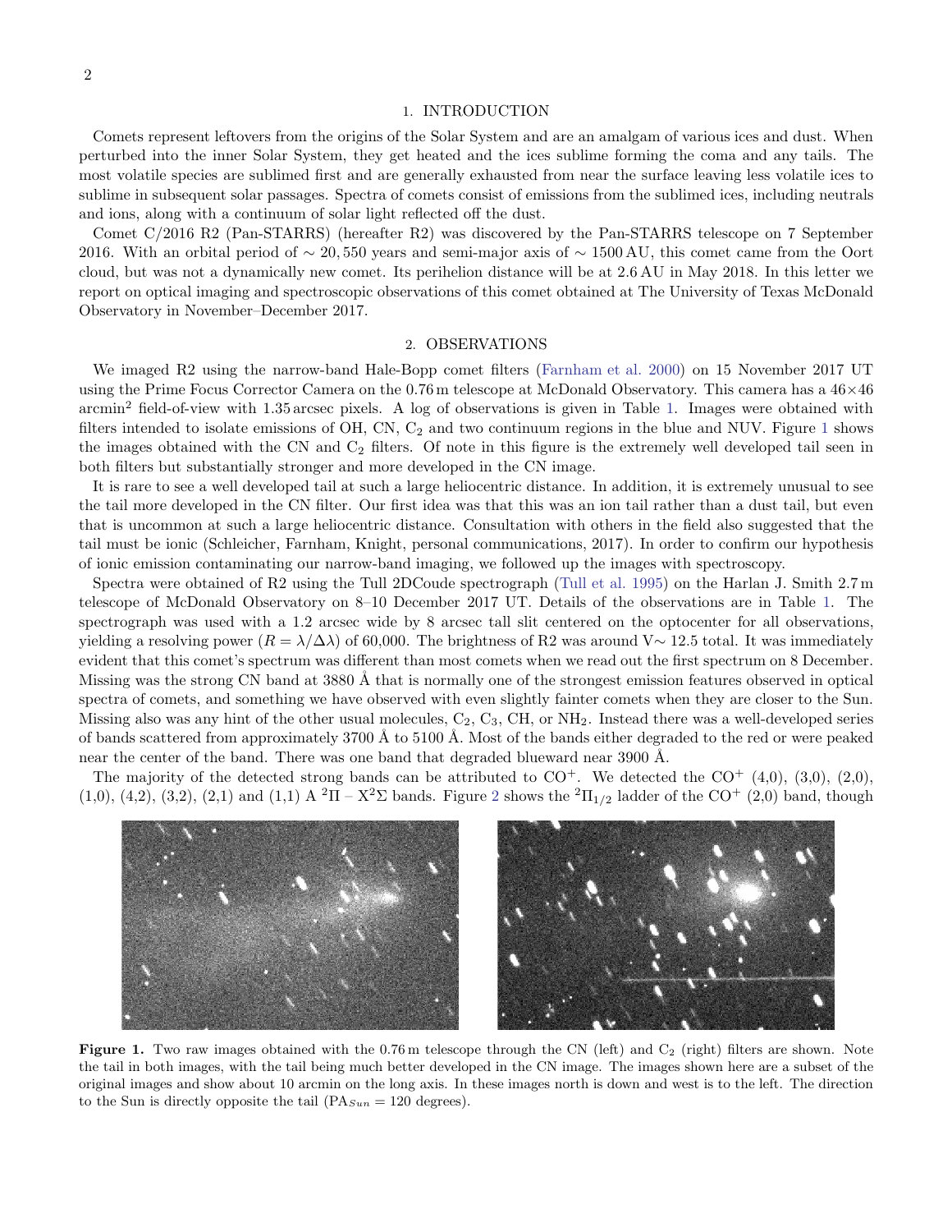## 1. INTRODUCTION

Comets represent leftovers from the origins of the Solar System and are an amalgam of various ices and dust. When perturbed into the inner Solar System, they get heated and the ices sublime forming the coma and any tails. The most volatile species are sublimed first and are generally exhausted from near the surface leaving less volatile ices to sublime in subsequent solar passages. Spectra of comets consist of emissions from the sublimed ices, including neutrals and ions, along with a continuum of solar light reflected off the dust.

Comet C/2016 R2 (Pan-STARRS) (hereafter R2) was discovered by the Pan-STARRS telescope on 7 September 2016. With an orbital period of $\sim 20,550$ years and semi-major axis of $\sim 1500$ AU, this comet came from the Oort cloud, but was not a dynamically new comet. Its perihelion distance will be at 2.6 AU in May 2018. In this letter we report on optical imaging and spectroscopic observations of this comet obtained at The University of Texas McDonald Observatory in November–December 2017.

## 2. OBSERVATIONS

We imaged R2 using the narrow-band Hale-Bopp comet filters (Farnham et al. 2000) on 15 November 2017 UT using the Prime Focus Corrector Camera on the 0.76 m telescope at McDonald Observatory. This camera has a $46\times46$ arcmin$^2$ field-of-view with 1.35 arcsec pixels. A log of observations is given in Table 1. Images were obtained with filters intended to isolate emissions of OH, CN, $C_2$ and two continuum regions in the blue and NUV. Figure 1 shows the images obtained with the CN and $C_2$ filters. Of note in this figure is the extremely well developed tail seen in both filters but substantially stronger and more developed in the CN image.

It is rare to see a well developed tail at such a large heliocentric distance. In addition, it is extremely unusual to see the tail more developed in the CN filter. Our first idea was that this was an ion tail rather than a dust tail, but even that is uncommon at such a large heliocentric distance. Consultation with others in the field also suggested that the tail must be ionic (Schleicher, Farnham, Knight, personal communications, 2017). In order to confirm our hypothesis of ionic emission contaminating our narrow-band imaging, we followed up the images with spectroscopy.

Spectra were obtained of R2 using the Tull 2DCoude spectrograph (Tull et al. 1995) on the Harlan J. Smith 2.7 m telescope of McDonald Observatory on 8–10 December 2017 UT. Details of the observations are in Table 1. The spectrograph was used with a 1.2 arcsec wide by 8 arcsec tall slit centered on the optocenter for all observations, yielding a resolving power ($R = \lambda/\Delta\lambda$) of 60,000. The brightness of R2 was around V$\sim$ 12.5 total. It was immediately evident that this comet's spectrum was different than most comets when we read out the first spectrum on 8 December. Missing was the strong CN band at 3880 Å that is normally one of the strongest emission features observed in optical spectra of comets, and something we have observed with even slightly fainter comets when they are closer to the Sun. Missing also was any hint of the other usual molecules, $C_2$, $C_3$, CH, or $NH_2$. Instead there was a well-developed series of bands scattered from approximately 3700 Å to 5100 Å. Most of the bands either degraded to the red or were peaked near the center of the band. There was one band that degraded blueward near 3900 Å.

The majority of the detected strong bands can be attributed to $CO^+$. We detected the $CO^+$ (4,0), (3,0), (2,0), (1,0), (4,2), (3,2), (2,1) and (1,1) A $^2\Pi$ – $X^2\Sigma$ bands. Figure 2 shows the $^2\Pi_{1/2}$ ladder of the $CO^+$ (2,0) band, though

**Figure 1.** Two raw images obtained with the 0.76 m telescope through the CN (left) and $C_2$ (right) filters are shown. Note the tail in both images, with the tail being much better developed in the CN image. The images shown here are a subset of the original images and show about 10 arcmin on the long axis. In these images north is down and west is to the left. The direction to the Sun is directly opposite the tail (PA$_{Sun}$ = 120 degrees).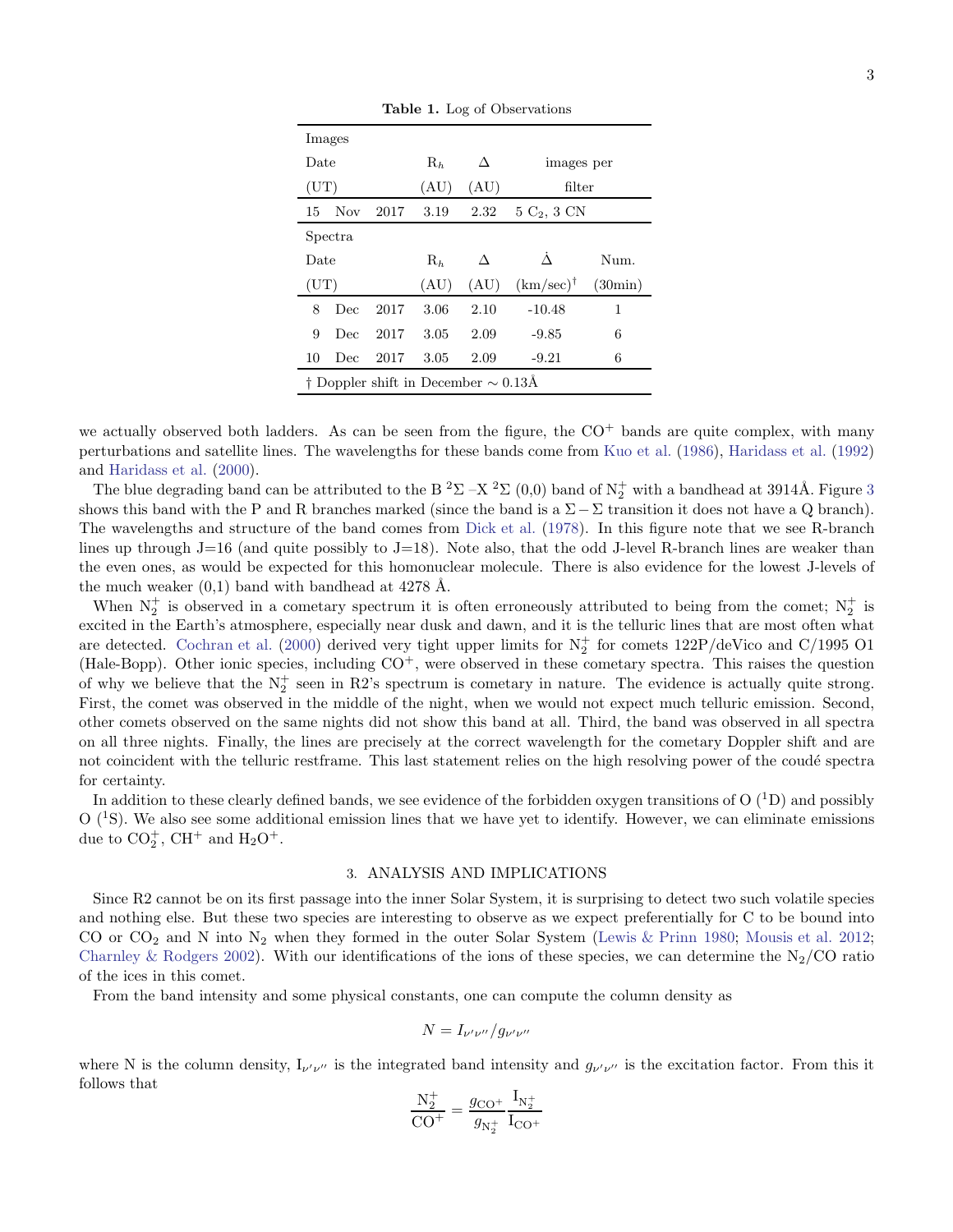**Table 1.** Log of Observations

| Images | | | | | | |
|---|---|---|---|---|---|---|
| Date | | | $R_h$ | $\Delta$ | images per | |
| (UT) | | | (AU) | (AU) | filter | |
| 15 | Nov | 2017 | 3.19 | 2.32 | 5 $C_2$, 3 CN | |
| **Spectra** | | | | | | |
| Date | | | $R_h$ | $\Delta$ | $\dot{\Delta}$ | Num. |
| (UT) | | | (AU) | (AU) | (km/sec)[†] | (30min) |
| 8 | Dec | 2017 | 3.06 | 2.10 | -10.48 | 1 |
| 9 | Dec | 2017 | 3.05 | 2.09 | -9.85 | 6 |
| 10 | Dec | 2017 | 3.05 | 2.09 | -9.21 | 6 |

† Doppler shift in December ~ 0.13Å

we actually observed both ladders. As can be seen from the figure, the $CO^+$ bands are quite complex, with many perturbations and satellite lines. The wavelengths for these bands come from Kuo et al. (1986), Haridass et al. (1992) and Haridass et al. (2000).

The blue degrading band can be attributed to the B $^2\Sigma$ –X $^2\Sigma$ (0,0) band of $N_2^+$ with a bandhead at 3914Å. Figure 3 shows this band with the P and R branches marked (since the band is a $\Sigma - \Sigma$ transition it does not have a Q branch). The wavelengths and structure of the band comes from Dick et al. (1978). In this figure note that we see R-branch lines up through J=16 (and quite possibly to J=18). Note also, that the odd J-level R-branch lines are weaker than the even ones, as would be expected for this homonuclear molecule. There is also evidence for the lowest J-levels of the much weaker (0,1) band with bandhead at 4278 Å.

When $N_2^+$ is observed in a cometary spectrum it is often erroneously attributed to being from the comet; $N_2^+$ is excited in the Earth's atmosphere, especially near dusk and dawn, and it is the telluric lines that are most often what are detected. Cochran et al. (2000) derived very tight upper limits for $N_2^+$ for comets 122P/deVico and C/1995 O1 (Hale-Bopp). Other ionic species, including $CO^+$, were observed in these cometary spectra. This raises the question of why we believe that the $N_2^+$ seen in R2's spectrum is cometary in nature. The evidence is actually quite strong. First, the comet was observed in the middle of the night, when we would not expect much telluric emission. Second, other comets observed on the same nights did not show this band at all. Third, the band was observed in all spectra on all three nights. Finally, the lines are precisely at the correct wavelength for the cometary Doppler shift and are not coincident with the telluric restframe. This last statement relies on the high resolving power of the coudé spectra for certainty.

In addition to these clearly defined bands, we see evidence of the forbidden oxygen transitions of O ($^1$D) and possibly O ($^1$S). We also see some additional emission lines that we have yet to identify. However, we can eliminate emissions due to $CO_2^+$, $CH^+$ and $H_2O^+$.

## 3. ANALYSIS AND IMPLICATIONS

Since R2 cannot be on its first passage into the inner Solar System, it is surprising to detect two such volatile species and nothing else. But these two species are interesting to observe as we expect preferentially for C to be bound into CO or $CO_2$ and N into $N_2$ when they formed in the outer Solar System (Lewis & Prinn 1980; Mousis et al. 2012; Charnley & Rodgers 2002). With our identifications of the ions of these species, we can determine the $N_2$/CO ratio of the ices in this comet.

From the band intensity and some physical constants, one can compute the column density as

$$N = I_{\nu'\nu''}/g_{\nu'\nu''}$$

where N is the column density, $I_{\nu'\nu''}$ is the integrated band intensity and $g_{\nu'\nu''}$ is the excitation factor. From this it follows that

$$\frac{N_2^+}{CO^+} = \frac{g_{CO^+}}{g_{N_2^+}} \frac{I_{N_2^+}}{I_{CO^+}}$$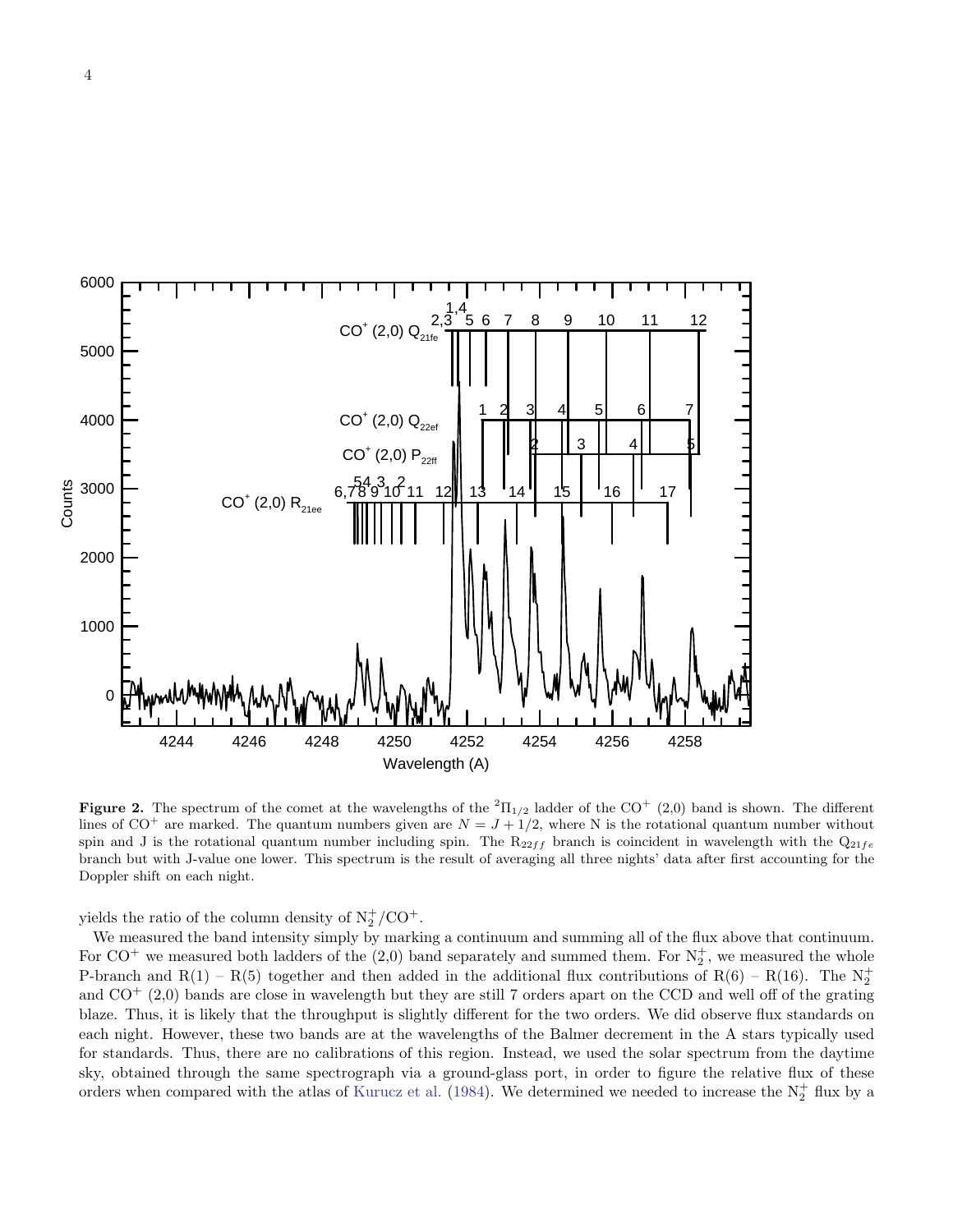**Figure 2.** The spectrum of the comet at the wavelengths of the $^2\Pi_{1/2}$ ladder of the $CO^+$ (2,0) band is shown. The different lines of $CO^+$ are marked. The quantum numbers given are $N = J + 1/2$, where N is the rotational quantum number without spin and J is the rotational quantum number including spin. The $R_{22ff}$ branch is coincident in wavelength with the $Q_{21fe}$ branch but with J-value one lower. This spectrum is the result of averaging all three nights' data after first accounting for the Doppler shift on each night.

yields the ratio of the column density of $N_2^+/CO^+$.

We measured the band intensity simply by marking a continuum and summing all of the flux above that continuum. For $CO^+$ we measured both ladders of the (2,0) band separately and summed them. For $N_2^+$, we measured the whole P-branch and R(1) – R(5) together and then added in the additional flux contributions of R(6) – R(16). The $N_2^+$ and $CO^+$ (2,0) bands are close in wavelength but they are still 7 orders apart on the CCD and well off of the grating blaze. Thus, it is likely that the throughput is slightly different for the two orders. We did observe flux standards on each night. However, these two bands are at the wavelengths of the Balmer decrement in the A stars typically used for standards. Thus, there are no calibrations of this region. Instead, we used the solar spectrum from the daytime sky, obtained through the same spectrograph via a ground-glass port, in order to figure the relative flux of these orders when compared with the atlas of Kurucz et al. (1984). We determined we needed to increase the $N_2^+$ flux by a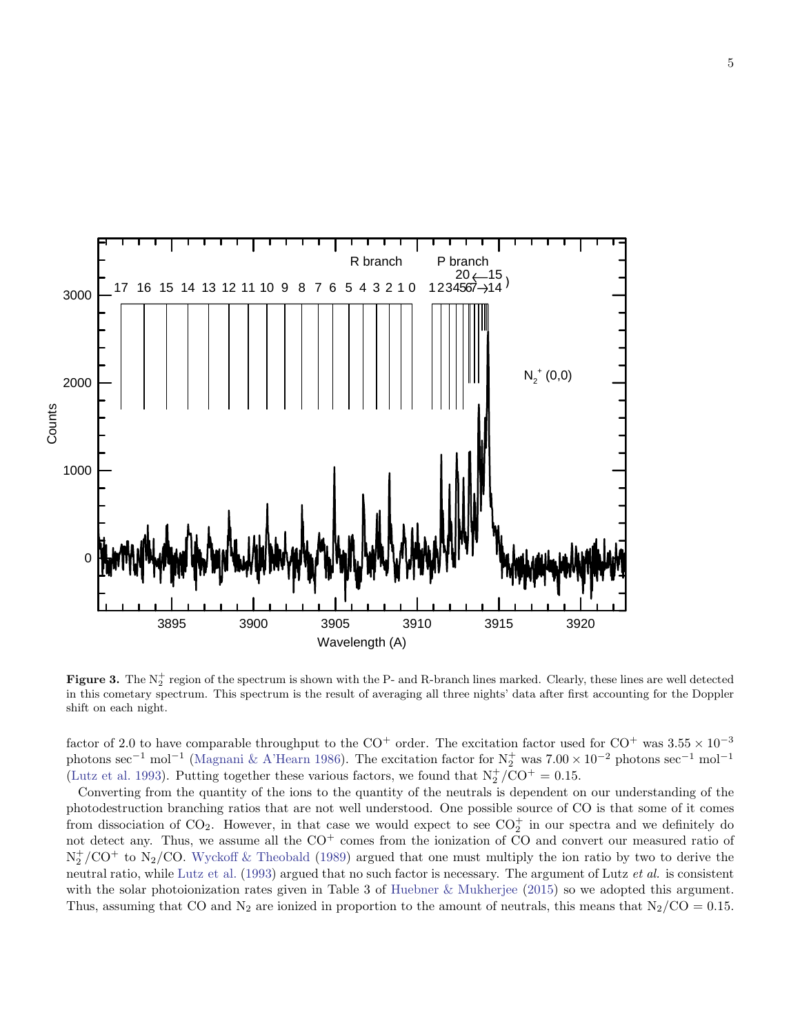**Figure 3.** The $N_2^+$ region of the spectrum is shown with the P- and R-branch lines marked. Clearly, these lines are well detected in this cometary spectrum. This spectrum is the result of averaging all three nights' data after first accounting for the Doppler shift on each night.

factor of 2.0 to have comparable throughput to the $CO^+$ order. The excitation factor used for $CO^+$ was $3.55 \times 10^{-3}$ photons $\sec^{-1}$ $\mathrm{mol}^{-1}$ (Magnani & A'Hearn 1986). The excitation factor for $N_2^+$ was $7.00 \times 10^{-2}$ photons $\sec^{-1}$ $\mathrm{mol}^{-1}$ (Lutz et al. 1993). Putting together these various factors, we found that $N_2^+/CO^+ = 0.15$.

Converting from the quantity of the ions to the quantity of the neutrals is dependent on our understanding of the photodestruction branching ratios that are not well understood. One possible source of CO is that some of it comes from dissociation of $CO_2$. However, in that case we would expect to see $CO_2^+$ in our spectra and we definitely do not detect any. Thus, we assume all the $CO^+$ comes from the ionization of CO and convert our measured ratio of $N_2^+/CO^+$ to $N_2/CO$. Wyckoff & Theobald (1989) argued that one must multiply the ion ratio by two to derive the neutral ratio, while Lutz et al. (1993) argued that no such factor is necessary. The argument of Lutz *et al.* is consistent with the solar photoionization rates given in Table 3 of Huebner & Mukherjee (2015) so we adopted this argument. Thus, assuming that CO and $N_2$ are ionized in proportion to the amount of neutrals, this means that $N_2/CO = 0.15$.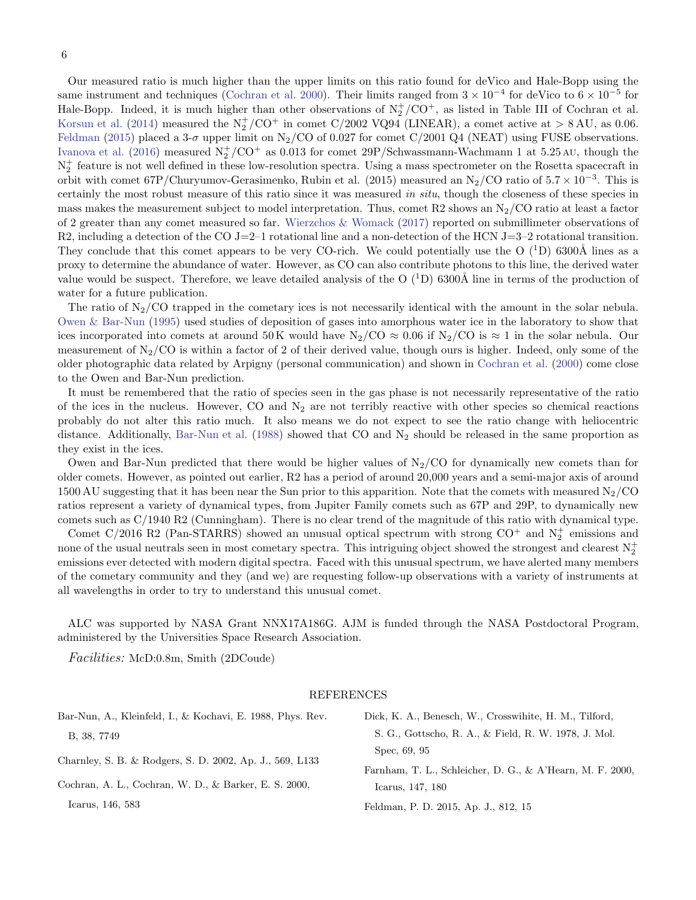Our measured ratio is much higher than the upper limits on this ratio found for deVico and Hale-Bopp using the same instrument and techniques (Cochran et al. 2000). Their limits ranged from $3 \times 10^{-4}$ for deVico to $6 \times 10^{-5}$ for Hale-Bopp. Indeed, it is much higher than other observations of $N_2^+/CO^+$, as listed in Table III of Cochran et al. Korsun et al. (2014) measured the $N_2^+/CO^+$ in comet C/2002 VQ94 (LINEAR), a comet active at $> 8$ AU, as 0.06. Feldman (2015) placed a 3-$\sigma$ upper limit on $N_2/CO$ of 0.027 for comet C/2001 Q4 (NEAT) using FUSE observations. Ivanova et al. (2016) measured $N_2^+/CO^+$ as 0.013 for comet 29P/Schwassmann-Wachmann 1 at 5.25 AU, though the $N_2^+$ feature is not well defined in these low-resolution spectra. Using a mass spectrometer on the Rosetta spacecraft in orbit with comet 67P/Churyumov-Gerasimenko, Rubin et al. (2015) measured an $N_2/CO$ ratio of $5.7 \times 10^{-3}$. This is certainly the most robust measure of this ratio since it was measured *in situ*, though the closeness of these species in mass makes the measurement subject to model interpretation. Thus, comet R2 shows an $N_2/CO$ ratio at least a factor of 2 greater than any comet measured so far. Wierzchos & Womack (2017) reported on submillimeter observations of R2, including a detection of the CO J=2–1 rotational line and a non-detection of the HCN J=3–2 rotational transition. They conclude that this comet appears to be very CO-rich. We could potentially use the O ($^1$D) 6300Å lines as a proxy to determine the abundance of water. However, as CO can also contribute photons to this line, the derived water value would be suspect. Therefore, we leave detailed analysis of the O ($^1$D) 6300Å line in terms of the production of water for a future publication.

The ratio of $N_2/CO$ trapped in the cometary ices is not necessarily identical with the amount in the solar nebula. Owen & Bar-Nun (1995) used studies of deposition of gases into amorphous water ice in the laboratory to show that ices incorporated into comets at around 50 K would have $N_2/CO \approx 0.06$ if $N_2/CO$ is $\approx 1$ in the solar nebula. Our measurement of $N_2/CO$ is within a factor of 2 of their derived value, though ours is higher. Indeed, only some of the older photographic data related by Arpigny (personal communication) and shown in Cochran et al. (2000) come close to the Owen and Bar-Nun prediction.

It must be remembered that the ratio of species seen in the gas phase is not necessarily representative of the ratio of the ices in the nucleus. However, CO and $N_2$ are not terribly reactive with other species so chemical reactions probably do not alter this ratio much. It also means we do not expect to see the ratio change with heliocentric distance. Additionally, Bar-Nun et al. (1988) showed that CO and $N_2$ should be released in the same proportion as they exist in the ices.

Owen and Bar-Nun predicted that there would be higher values of $N_2/CO$ for dynamically new comets than for older comets. However, as pointed out earlier, R2 has a period of around 20,000 years and a semi-major axis of around 1500 AU suggesting that it has been near the Sun prior to this apparition. Note that the comets with measured $N_2/CO$ ratios represent a variety of dynamical types, from Jupiter Family comets such as 67P and 29P, to dynamically new comets such as C/1940 R2 (Cunningham). There is no clear trend of the magnitude of this ratio with dynamical type.

Comet C/2016 R2 (Pan-STARRS) showed an unusual optical spectrum with strong $CO^+$ and $N_2^+$ emissions and none of the usual neutrals seen in most cometary spectra. This intriguing object showed the strongest and clearest $N_2^+$ emissions ever detected with modern digital spectra. Faced with this unusual spectrum, we have alerted many members of the cometary community and they (and we) are requesting follow-up observations with a variety of instruments at all wavelengths in order to try to understand this unusual comet.

ALC was supported by NASA Grant NNX17A186G. AJM is funded through the NASA Postdoctoral Program, administered by the Universities Space Research Association.

*Facilities:* McD:0.8m, Smith (2DCoude)

## REFERENCES

Bar-Nun, A., Kleinfeld, I., & Kochavi, E. 1988, Phys. Rev. B, 38, 7749

Charnley, S. B. & Rodgers, S. D. 2002, Ap. J., 569, L133

Cochran, A. L., Cochran, W. D., & Barker, E. S. 2000, Icarus, 146, 583

Dick, K. A., Benesch, W., Crosswhite, H. M., Tilford, S. G., Gottscho, R. A., & Field, R. W. 1978, J. Mol. Spec, 69, 95

Farnham, T. L., Schleicher, D. G., & A'Hearn, M. F. 2000, Icarus, 147, 180

Feldman, P. D. 2015, Ap. J., 812, 15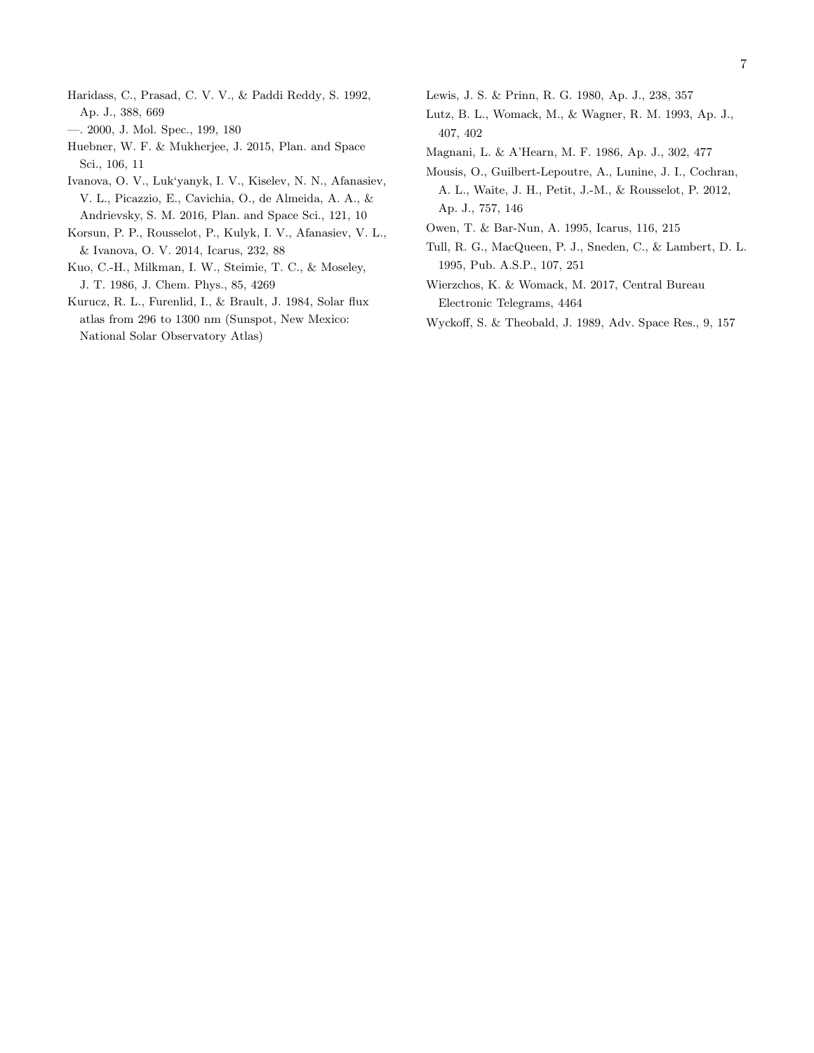Haridass, C., Prasad, C. V. V., & Paddi Reddy, S. 1992, Ap. J., 388, 669

—. 2000, J. Mol. Spec., 199, 180

Huebner, W. F. & Mukherjee, J. 2015, Plan. and Space Sci., 106, 11

Ivanova, O. V., Luk'yanyk, I. V., Kiselev, N. N., Afanasiev, V. L., Picazzio, E., Cavichia, O., de Almeida, A. A., & Andrievsky, S. M. 2016, Plan. and Space Sci., 121, 10

Korsun, P. P., Rousselot, P., Kulyk, I. V., Afanasiev, V. L., & Ivanova, O. V. 2014, Icarus, 232, 88

Kuo, C.-H., Milkman, I. W., Steimie, T. C., & Moseley, J. T. 1986, J. Chem. Phys., 85, 4269

Kurucz, R. L., Furenlid, I., & Brault, J. 1984, Solar flux atlas from 296 to 1300 nm (Sunspot, New Mexico: National Solar Observatory Atlas)

Lewis, J. S. & Prinn, R. G. 1980, Ap. J., 238, 357

Lutz, B. L., Womack, M., & Wagner, R. M. 1993, Ap. J., 407, 402

Magnani, L. & A'Hearn, M. F. 1986, Ap. J., 302, 477

Mousis, O., Guilbert-Lepoutre, A., Lunine, J. I., Cochran, A. L., Waite, J. H., Petit, J.-M., & Rousselot, P. 2012, Ap. J., 757, 146

Owen, T. & Bar-Nun, A. 1995, Icarus, 116, 215

Tull, R. G., MacQueen, P. J., Sneden, C., & Lambert, D. L. 1995, Pub. A.S.P., 107, 251

Wierzchos, K. & Womack, M. 2017, Central Bureau Electronic Telegrams, 4464

Wyckoff, S. & Theobald, J. 1989, Adv. Space Res., 9, 157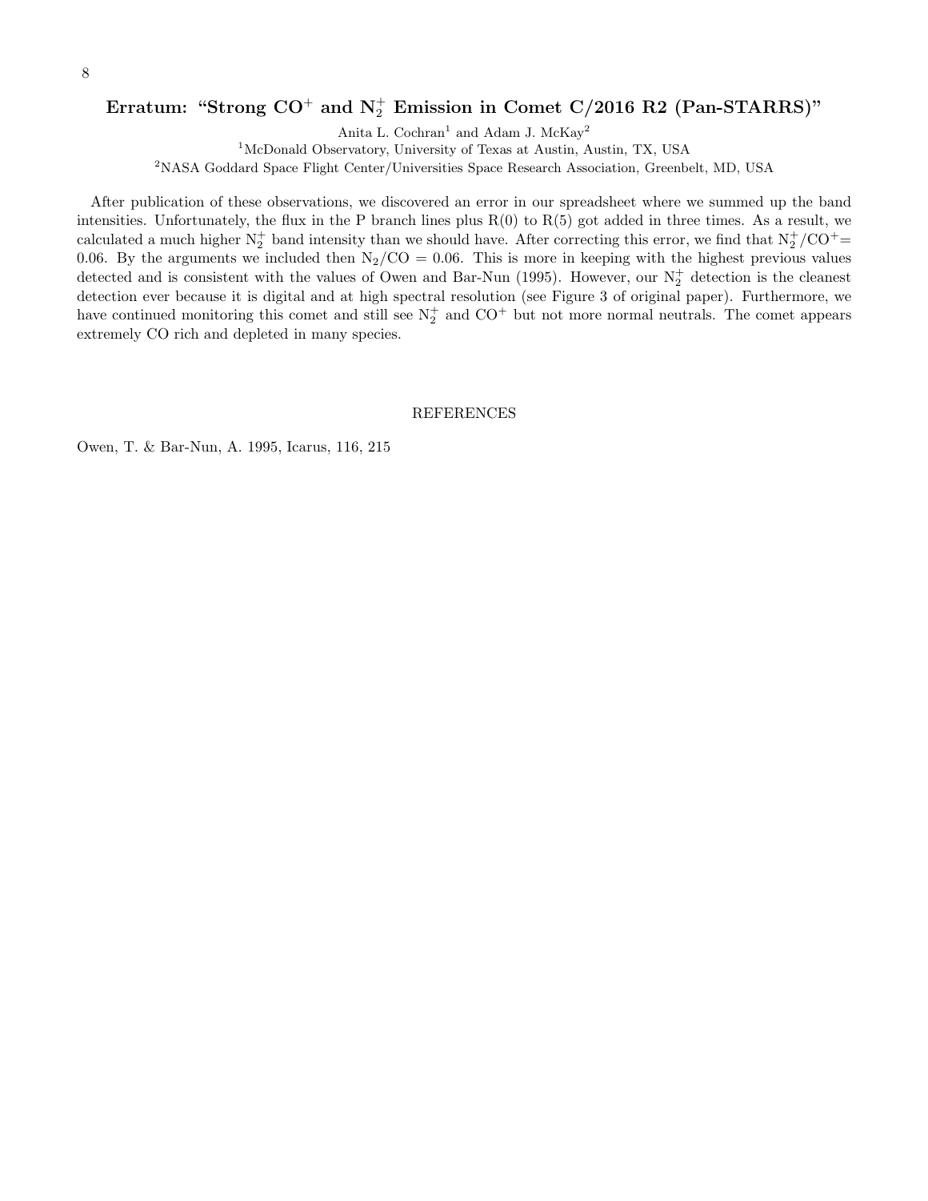# Erratum: "Strong $CO^+$ and $N_2^+$ Emission in Comet C/2016 R2 (Pan-STARRS)"

Anita L. Cochran[1] and Adam J. McKay[2]

[1]McDonald Observatory, University of Texas at Austin, Austin, TX, USA

[2]NASA Goddard Space Flight Center/Universities Space Research Association, Greenbelt, MD, USA

After publication of these observations, we discovered an error in our spreadsheet where we summed up the band intensities. Unfortunately, the flux in the P branch lines plus R(0) to R(5) got added in three times. As a result, we calculated a much higher $N_2^+$ band intensity than we should have. After correcting this error, we find that $N_2^+/CO^+=$ 0.06. By the arguments we included then $N_2/CO = 0.06$. This is more in keeping with the highest previous values detected and is consistent with the values of Owen and Bar-Nun (1995). However, our $N_2^+$ detection is the cleanest detection ever because it is digital and at high spectral resolution (see Figure 3 of original paper). Furthermore, we have continued monitoring this comet and still see $N_2^+$ and $CO^+$ but not more normal neutrals. The comet appears extremely CO rich and depleted in many species.

## REFERENCES

Owen, T. & Bar-Nun, A. 1995, Icarus, 116, 215